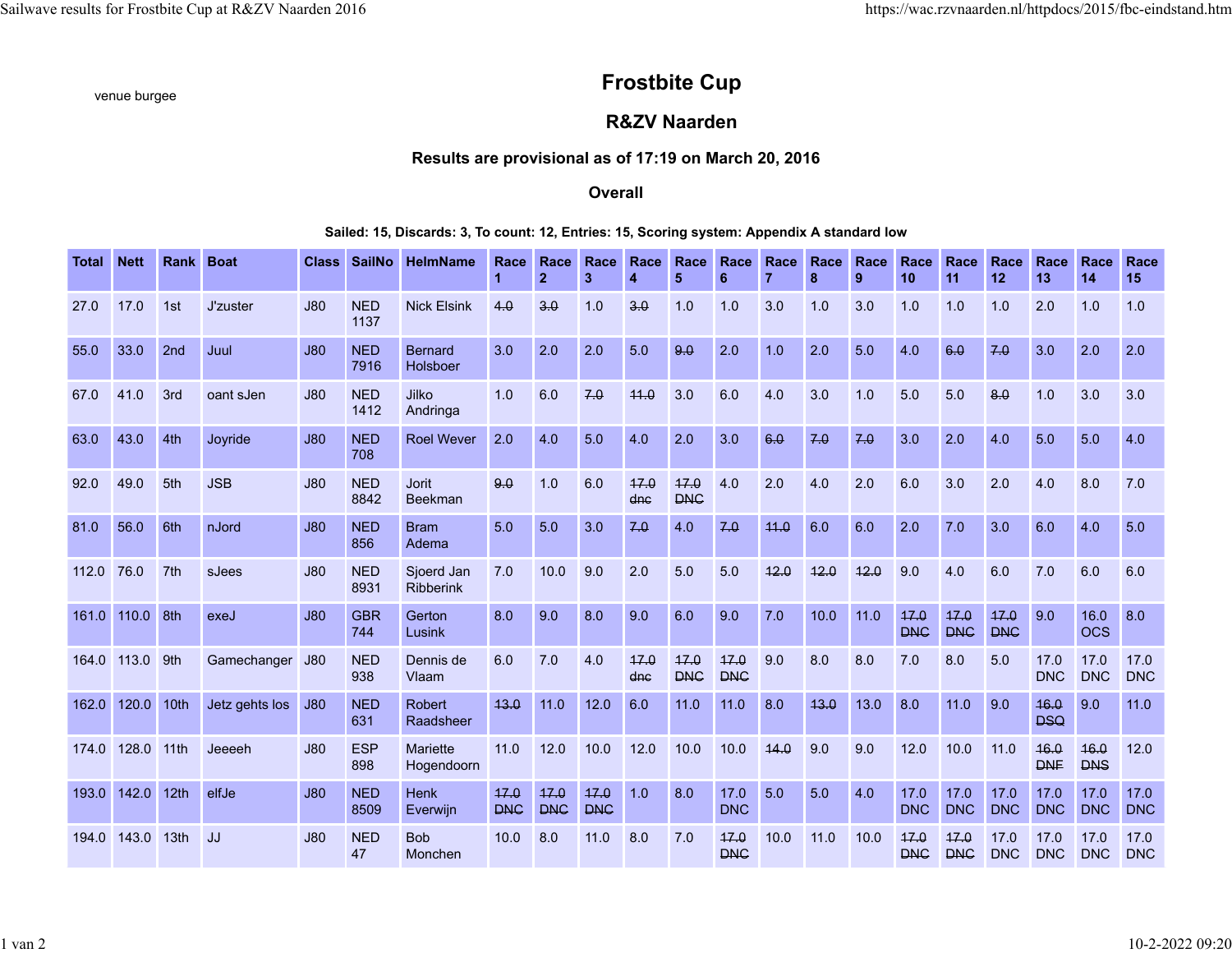venue burgee

# Frostbite Cup

## R&ZV Naarden

### Results are provisional as of 17:19 on March 20, 2016

### Overall

**Sailed: 15, Discards: 3, To count: 12, Entries: 15, Scoring system: Appendix A standard low**

| Total | Nett | Rank | Boat | Class | SailNo | HelmName | Race 1 | Race 2 | Race 3 | Race 4 | Race 5 | Race 6 | Race 7 | Race 8 | Race 9 | Race 10 | Race 11 | Race 12 | Race 13 | Race 14 | Race 15 |
|---|---|---|---|---|---|---|---|---|---|---|---|---|---|---|---|---|---|---|---|---|---|
| 27.0 | 17.0 | 1st | J'zuster | J80 | NED 1137 | Nick Elsink | ~~4.0~~ | ~~3.0~~ | 1.0 | ~~3.0~~ | 1.0 | 1.0 | 3.0 | 1.0 | 3.0 | 1.0 | 1.0 | 1.0 | 2.0 | 1.0 | 1.0 |
| 55.0 | 33.0 | 2nd | Juul | J80 | NED 7916 | Bernard Holsboer | 3.0 | 2.0 | 2.0 | 5.0 | ~~9.0~~ | 2.0 | 1.0 | 2.0 | 5.0 | 4.0 | ~~6.0~~ | ~~7.0~~ | 3.0 | 2.0 | 2.0 |
| 67.0 | 41.0 | 3rd | oant sJen | J80 | NED 1412 | Jilko Andringa | 1.0 | 6.0 | ~~7.0~~ | ~~11.0~~ | 3.0 | 6.0 | 4.0 | 3.0 | 1.0 | 5.0 | 5.0 | ~~8.0~~ | 1.0 | 3.0 | 3.0 |
| 63.0 | 43.0 | 4th | Joyride | J80 | NED 708 | Roel Wever | 2.0 | 4.0 | 5.0 | 4.0 | 2.0 | 3.0 | ~~6.0~~ | ~~7.0~~ | ~~7.0~~ | 3.0 | 2.0 | 4.0 | 5.0 | 5.0 | 4.0 |
| 92.0 | 49.0 | 5th | JSB | J80 | NED 8842 | Jorit Beekman | ~~9.0~~ | 1.0 | 6.0 | ~~17.0 dnc~~ | ~~17.0 DNC~~ | 4.0 | 2.0 | 4.0 | 2.0 | 6.0 | 3.0 | 2.0 | 4.0 | 8.0 | 7.0 |
| 81.0 | 56.0 | 6th | nJord | J80 | NED 856 | Bram Adema | 5.0 | 5.0 | 3.0 | ~~7.0~~ | 4.0 | ~~7.0~~ | ~~11.0~~ | 6.0 | 6.0 | 2.0 | 7.0 | 3.0 | 6.0 | 4.0 | 5.0 |
| 112.0 | 76.0 | 7th | sJees | J80 | NED 8931 | Sjoerd Jan Ribberink | 7.0 | 10.0 | 9.0 | 2.0 | 5.0 | 5.0 | ~~12.0~~ | ~~12.0~~ | ~~12.0~~ | 9.0 | 4.0 | 6.0 | 7.0 | 6.0 | 6.0 |
| 161.0 | 110.0 | 8th | exeJ | J80 | GBR 744 | Gerton Lusink | 8.0 | 9.0 | 8.0 | 9.0 | 6.0 | 9.0 | 7.0 | 10.0 | 11.0 | ~~17.0 DNC~~ | ~~17.0 DNC~~ | ~~17.0 DNC~~ | 9.0 | 16.0 OCS | 8.0 |
| 164.0 | 113.0 | 9th | Gamechanger | J80 | NED 938 | Dennis de Vlaam | 6.0 | 7.0 | 4.0 | ~~17.0 dnc~~ | ~~17.0 DNC~~ | ~~17.0 DNC~~ | 9.0 | 8.0 | 8.0 | 7.0 | 8.0 | 5.0 | 17.0 DNC | 17.0 DNC | 17.0 DNC |
| 162.0 | 120.0 | 10th | Jetz gehts los | J80 | NED 631 | Robert Raadsheer | ~~13.0~~ | 11.0 | 12.0 | 6.0 | 11.0 | 11.0 | 8.0 | ~~13.0~~ | 13.0 | 8.0 | 11.0 | 9.0 | ~~16.0 DSQ~~ | 9.0 | 11.0 |
| 174.0 | 128.0 | 11th | Jeeeeh | J80 | ESP 898 | Mariette Hogendoorn | 11.0 | 12.0 | 10.0 | 12.0 | 10.0 | 10.0 | ~~14.0~~ | 9.0 | 9.0 | 12.0 | 10.0 | 11.0 | ~~16.0 DNF~~ | ~~16.0 DNS~~ | 12.0 |
| 193.0 | 142.0 | 12th | elfJe | J80 | NED 8509 | Henk Everwijn | ~~17.0 DNC~~ | ~~17.0 DNC~~ | ~~17.0 DNC~~ | 1.0 | 8.0 | 17.0 DNC | 5.0 | 5.0 | 4.0 | 17.0 DNC | 17.0 DNC | 17.0 DNC | 17.0 DNC | 17.0 DNC | 17.0 DNC |
| 194.0 | 143.0 | 13th | JJ | J80 | NED 47 | Bob Monchen | 10.0 | 8.0 | 11.0 | 8.0 | 7.0 | ~~17.0 DNC~~ | 10.0 | 11.0 | 10.0 | ~~17.0 DNC~~ | ~~17.0 DNC~~ | 17.0 DNC | 17.0 DNC | 17.0 DNC | 17.0 DNC |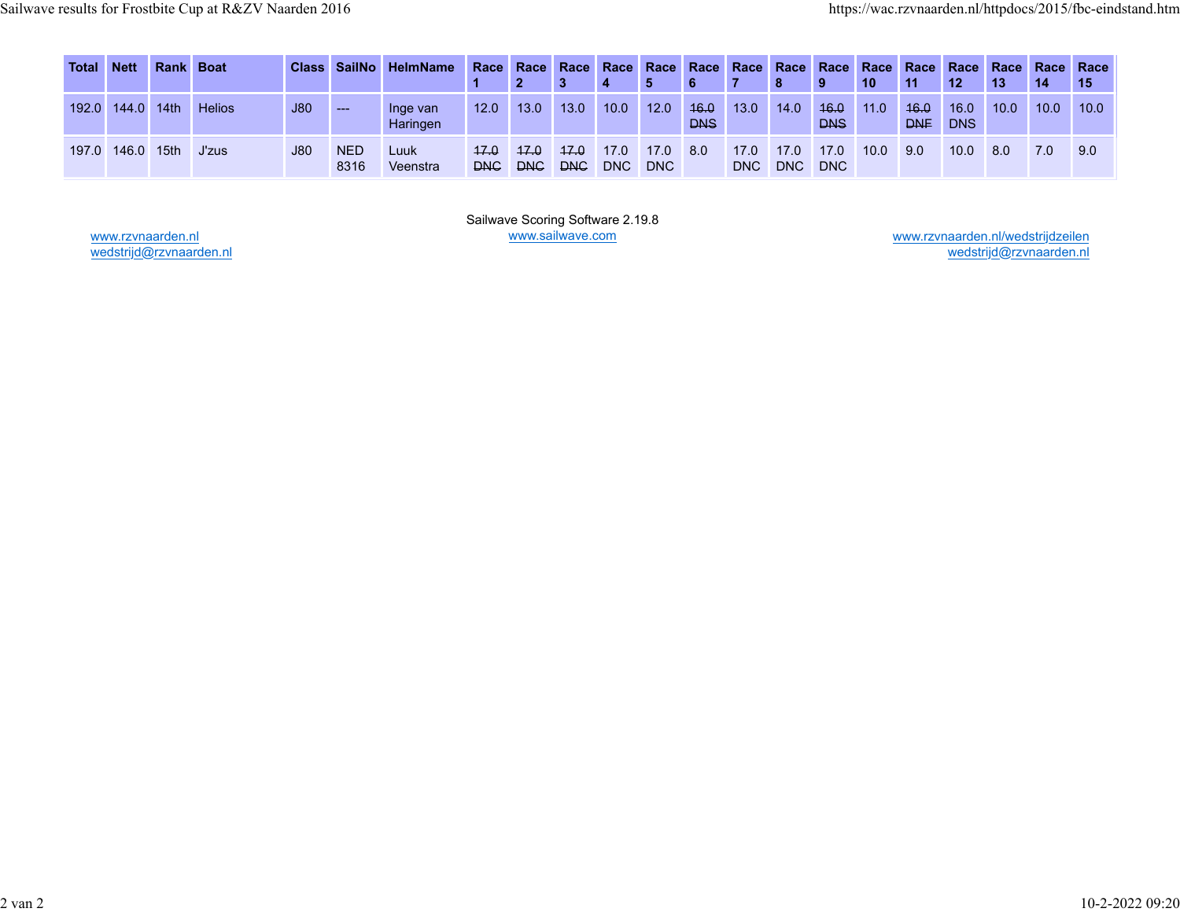| Total | Nett | Rank | Boat | Class | SailNo | HelmName | Race 1 | Race 2 | Race 3 | Race 4 | Race 5 | Race 6 | Race 7 | Race 8 | Race 9 | Race 10 | Race 11 | Race 12 | Race 13 | Race 14 | Race 15 |
|---|---|---|---|---|---|---|---|---|---|---|---|---|---|---|---|---|---|---|---|---|---|
| 192.0 | 144.0 | 14th | Helios | J80 | --- | Inge van Haringen | 12.0 | 13.0 | 13.0 | 10.0 | 12.0 | ~~16.0 DNS~~ | 13.0 | 14.0 | ~~16.0 DNS~~ | 11.0 | ~~16.0 DNF~~ | 16.0 DNS | 10.0 | 10.0 | 10.0 |
| 197.0 | 146.0 | 15th | J'zus | J80 | NED 8316 | Luuk Veenstra | ~~17.0 DNC~~ | ~~17.0 DNC~~ | ~~17.0 DNC~~ | 17.0 DNC | 17.0 DNC | 8.0 | 17.0 DNC | 17.0 DNC | 17.0 DNC | 10.0 | 9.0 | 10.0 | 8.0 | 7.0 | 9.0 |

Sailwave Scoring Software 2.19.8
www.sailwave.com

www.rzvnaarden.nl
wedstrijd@rzvnaarden.nl

www.rzvnaarden.nl/wedstrijdzeilen
wedstrijd@rzvnaarden.nl